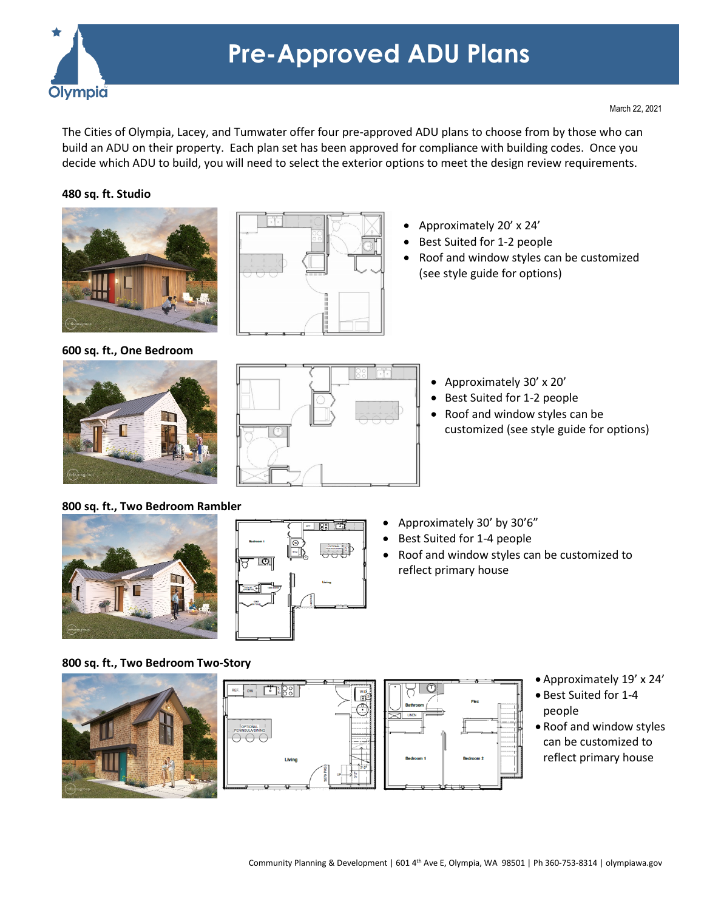# Pre-Approved ADU Plans

March 22, 2021

The Cities of Olympia, Lacey, and Tumwater offer four pre-approved ADU plans to choose from by those who can build an ADU on their property. Each plan set has been approved for compliance with building codes. Once you decide which ADU to build, you will need to select the exterior options to meet the design review requirements.

**480 sq. ft. Studio**

- Approximately 20' x 24'
- Best Suited for 1-2 people
- Roof and window styles can be customized (see style guide for options)

**600 sq. ft., One Bedroom**

- Approximately 30' x 20'
- Best Suited for 1-2 people
- Roof and window styles can be customized (see style guide for options)

**800 sq. ft., Two Bedroom Rambler**

- Approximately 30' by 30'6"
- Best Suited for 1-4 people
- Roof and window styles can be customized to reflect primary house

**800 sq. ft., Two Bedroom Two-Story**

- Approximately 19' x 24'
- Best Suited for 1-4 people
- Roof and window styles can be customized to reflect primary house

Community Planning & Development | 601 4th Ave E, Olympia, WA 98501 | Ph 360-753-8314 | olympiawa.gov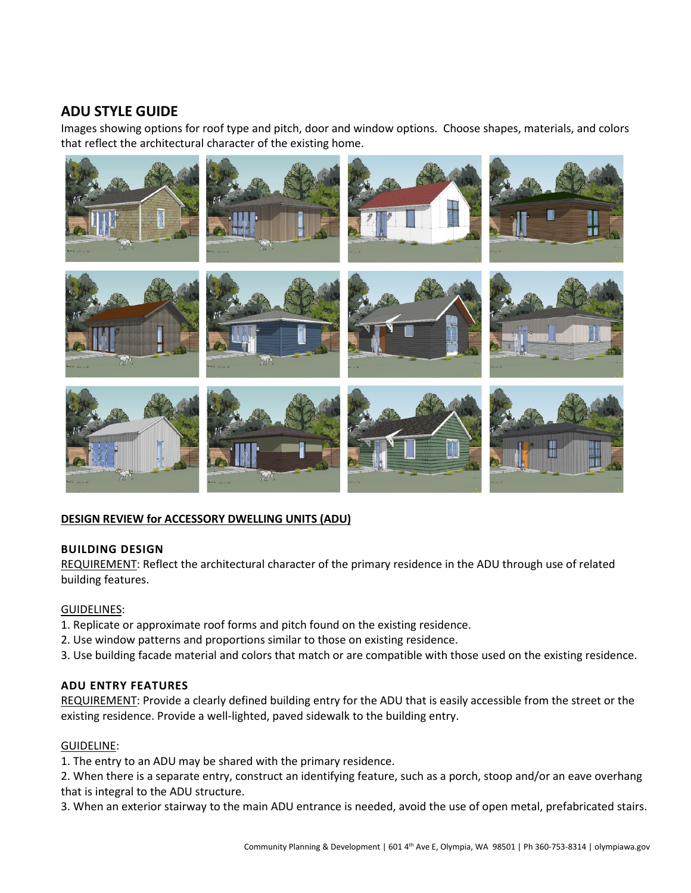## ADU STYLE GUIDE

Images showing options for roof type and pitch, door and window options. Choose shapes, materials, and colors that reflect the architectural character of the existing home.

**DESIGN REVIEW for ACCESSORY DWELLING UNITS (ADU)**

### BUILDING DESIGN

REQUIREMENT: Reflect the architectural character of the primary residence in the ADU through use of related building features.

GUIDELINES:

1. Replicate or approximate roof forms and pitch found on the existing residence.
2. Use window patterns and proportions similar to those on existing residence.
3. Use building facade material and colors that match or are compatible with those used on the existing residence.

### ADU ENTRY FEATURES

REQUIREMENT: Provide a clearly defined building entry for the ADU that is easily accessible from the street or the existing residence. Provide a well-lighted, paved sidewalk to the building entry.

GUIDELINE:

1. The entry to an ADU may be shared with the primary residence.
2. When there is a separate entry, construct an identifying feature, such as a porch, stoop and/or an eave overhang that is integral to the ADU structure.
3. When an exterior stairway to the main ADU entrance is needed, avoid the use of open metal, prefabricated stairs.

Community Planning & Development | 601 4th Ave E, Olympia, WA 98501 | Ph 360-753-8314 | olympiawa.gov